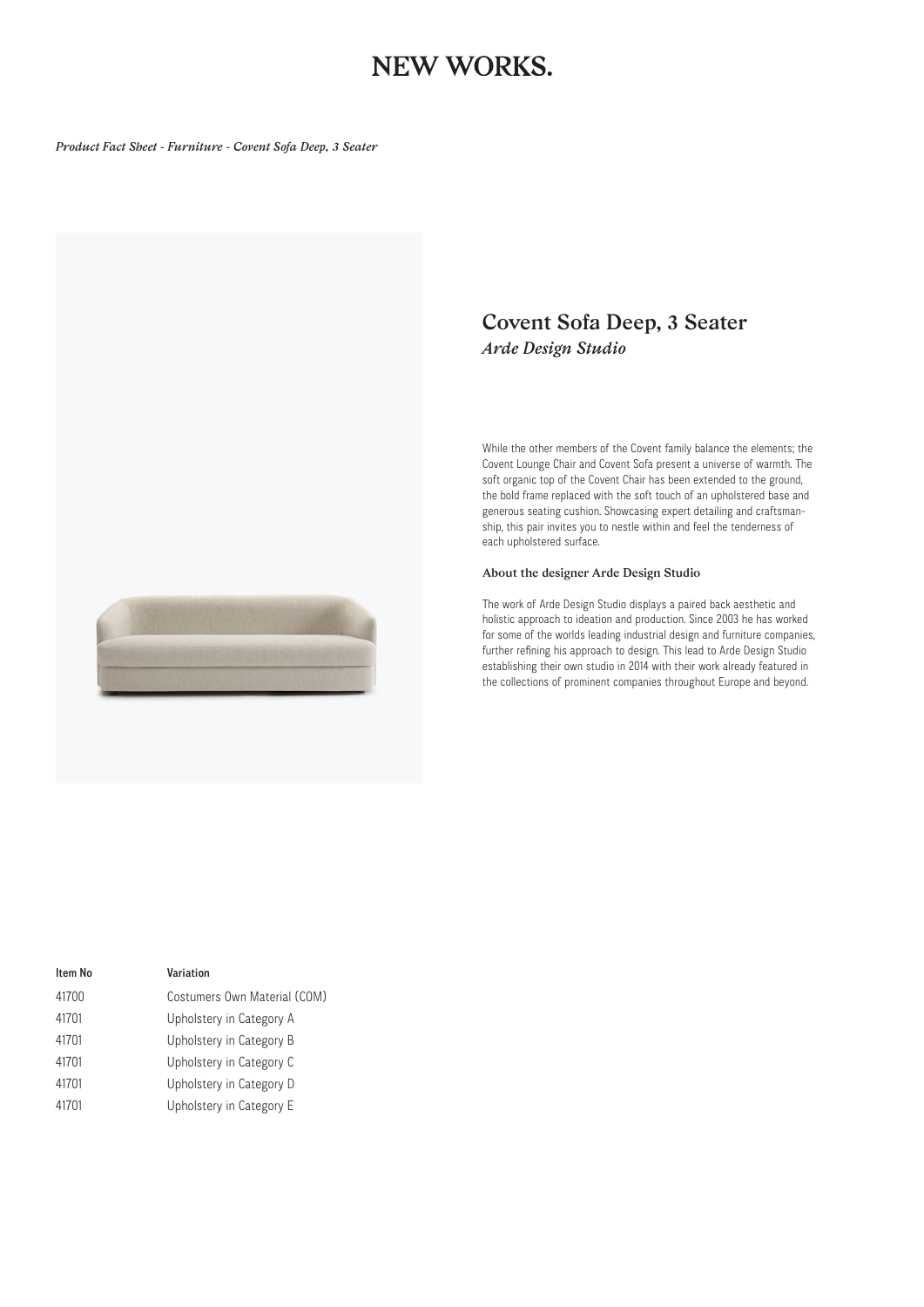# NEW WORKS.

*Product Fact Sheet - Furniture - Covent Sofa Deep, 3 Seater*

## Covent Sofa Deep, 3 Seater

*Arde Design Studio*

While the other members of the Covent family balance the elements; the Covent Lounge Chair and Covent Sofa present a universe of warmth. The soft organic top of the Covent Chair has been extended to the ground, the bold frame replaced with the soft touch of an upholstered base and generous seating cushion. Showcasing expert detailing and craftsmanship, this pair invites you to nestle within and feel the tenderness of each upholstered surface.

### About the designer Arde Design Studio

The work of Arde Design Studio displays a paired back aesthetic and holistic approach to ideation and production. Since 2003 he has worked for some of the worlds leading industrial design and furniture companies, further refining his approach to design. This lead to Arde Design Studio establishing their own studio in 2014 with their work already featured in the collections of prominent companies throughout Europe and beyond.

| Item No | Variation |
|---|---|
| 41700 | Costumers Own Material (COM) |
| 41701 | Upholstery in Category A |
| 41701 | Upholstery in Category B |
| 41701 | Upholstery in Category C |
| 41701 | Upholstery in Category D |
| 41701 | Upholstery in Category E |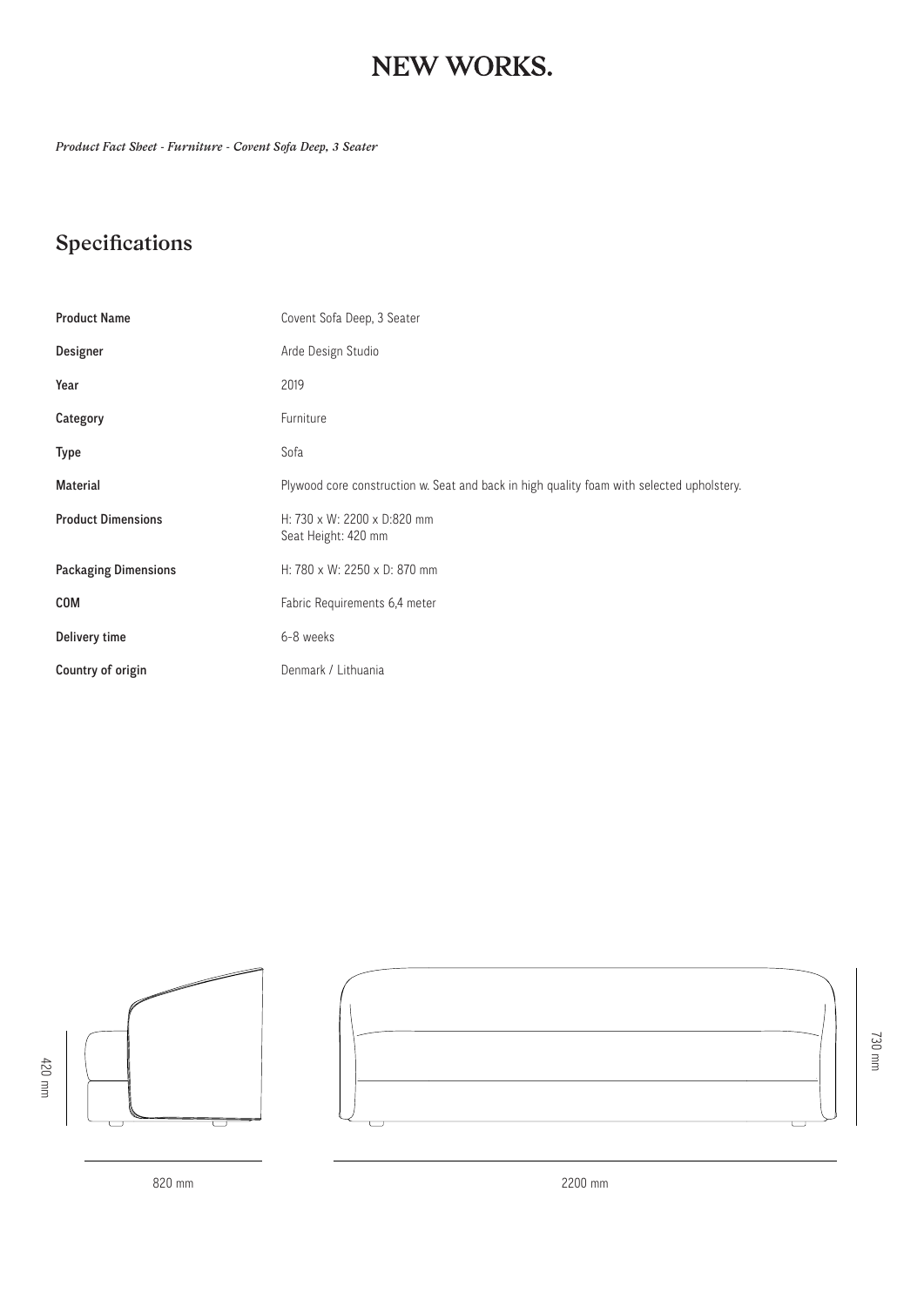# NEW WORKS.

*Product Fact Sheet - Furniture - Covent Sofa Deep, 3 Seater*

## Specifications

| | |
|---|---|
| **Product Name** | Covent Sofa Deep, 3 Seater |
| **Designer** | Arde Design Studio |
| **Year** | 2019 |
| **Category** | Furniture |
| **Type** | Sofa |
| **Material** | Plywood core construction w. Seat and back in high quality foam with selected upholstery. |
| **Product Dimensions** | H: 730 x W: 2200 x D:820 mm<br>Seat Height: 420 mm |
| **Packaging Dimensions** | H: 780 x W: 2250 x D: 870 mm |
| **COM** | Fabric Requirements 6,4 meter |
| **Delivery time** | 6-8 weeks |
| **Country of origin** | Denmark / Lithuania |

420 mm

730 mm

820 mm

2200 mm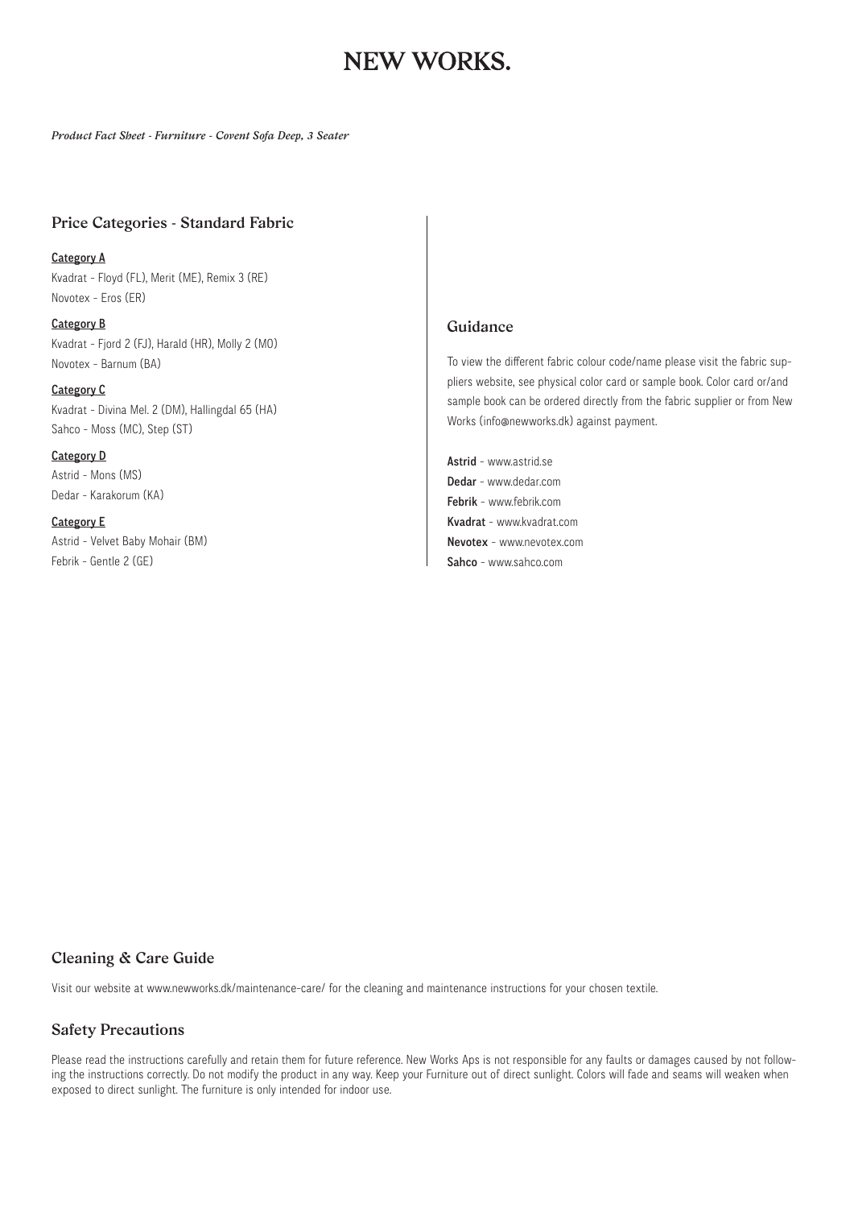# NEW WORKS.

*Product Fact Sheet - Furniture - Covent Sofa Deep, 3 Seater*

## Price Categories - Standard Fabric

**Category A**
Kvadrat - Floyd (FL), Merit (ME), Remix 3 (RE)
Novotex - Eros (ER)

**Category B**
Kvadrat - Fjord 2 (FJ), Harald (HR), Molly 2 (MO)
Novotex - Barnum (BA)

**Category C**
Kvadrat - Divina Mel. 2 (DM), Hallingdal 65 (HA)
Sahco - Moss (MC), Step (ST)

**Category D**
Astrid - Mons (MS)
Dedar - Karakorum (KA)

**Category E**
Astrid - Velvet Baby Mohair (BM)
Febrik - Gentle 2 (GE)

## Guidance

To view the different fabric colour code/name please visit the fabric suppliers website, see physical color card or sample book. Color card or/and sample book can be ordered directly from the fabric supplier or from New Works (info@newworks.dk) against payment.

**Astrid** - www.astrid.se
**Dedar** - www.dedar.com
**Febrik** - www.febrik.com
**Kvadrat** - www.kvadrat.com
**Nevotex** - www.nevotex.com
**Sahco** - www.sahco.com

## Cleaning & Care Guide

Visit our website at www.newworks.dk/maintenance-care/ for the cleaning and maintenance instructions for your chosen textile.

## Safety Precautions

Please read the instructions carefully and retain them for future reference. New Works Aps is not responsible for any faults or damages caused by not following the instructions correctly. Do not modify the product in any way. Keep your Furniture out of direct sunlight. Colors will fade and seams will weaken when exposed to direct sunlight. The furniture is only intended for indoor use.